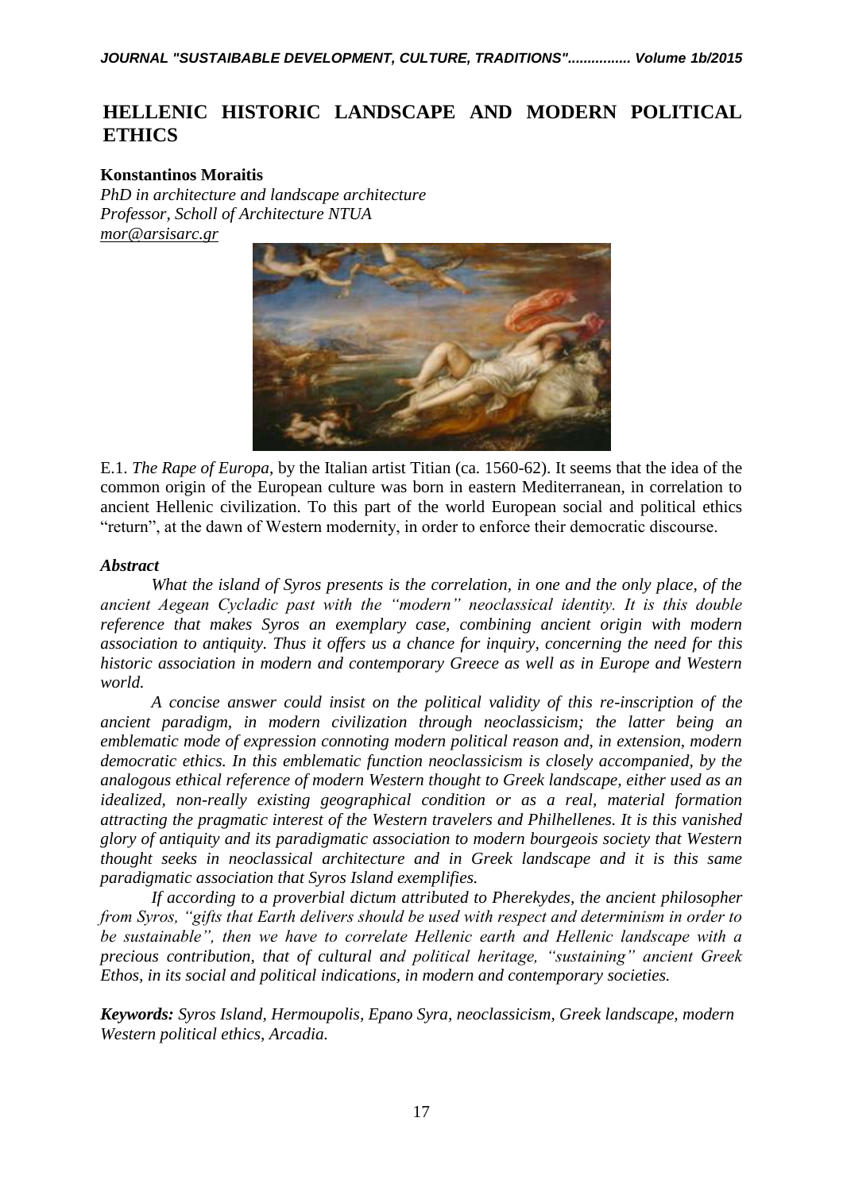# HELLENIC HISTORIC LANDSCAPE AND MODERN POLITICAL ETHICS

**Konstantinos Moraitis**
*PhD in architecture and landscape architecture*
*Professor, Scholl of Architecture NTUA*
mor@arsisarc.gr

E.1. *The Rape of Europa*, by the Italian artist Titian (ca. 1560-62). It seems that the idea of the common origin of the European culture was born in eastern Mediterranean, in correlation to ancient Hellenic civilization. To this part of the world European social and political ethics "return", at the dawn of Western modernity, in order to enforce their democratic discourse.

### *Abstract*

*What the island of Syros presents is the correlation, in one and the only place, of the ancient Aegean Cycladic past with the "modern" neoclassical identity. It is this double reference that makes Syros an exemplary case, combining ancient origin with modern association to antiquity. Thus it offers us a chance for inquiry, concerning the need for this historic association in modern and contemporary Greece as well as in Europe and Western world.*

*A concise answer could insist on the political validity of this re-inscription of the ancient paradigm, in modern civilization through neoclassicism; the latter being an emblematic mode of expression connoting modern political reason and, in extension, modern democratic ethics. In this emblematic function neoclassicism is closely accompanied, by the analogous ethical reference of modern Western thought to Greek landscape, either used as an idealized, non-really existing geographical condition or as a real, material formation attracting the pragmatic interest of the Western travelers and Philhellenes. It is this vanished glory of antiquity and its paradigmatic association to modern bourgeois society that Western thought seeks in neoclassical architecture and in Greek landscape and it is this same paradigmatic association that Syros Island exemplifies.*

*If according to a proverbial dictum attributed to Pherekydes, the ancient philosopher from Syros, "gifts that Earth delivers should be used with respect and determinism in order to be sustainable", then we have to correlate Hellenic earth and Hellenic landscape with a precious contribution, that of cultural and political heritage, "sustaining" ancient Greek Ethos, in its social and political indications, in modern and contemporary societies.*

***Keywords:*** *Syros Island, Hermoupolis, Epano Syra, neoclassicism, Greek landscape, modern Western political ethics, Arcadia.*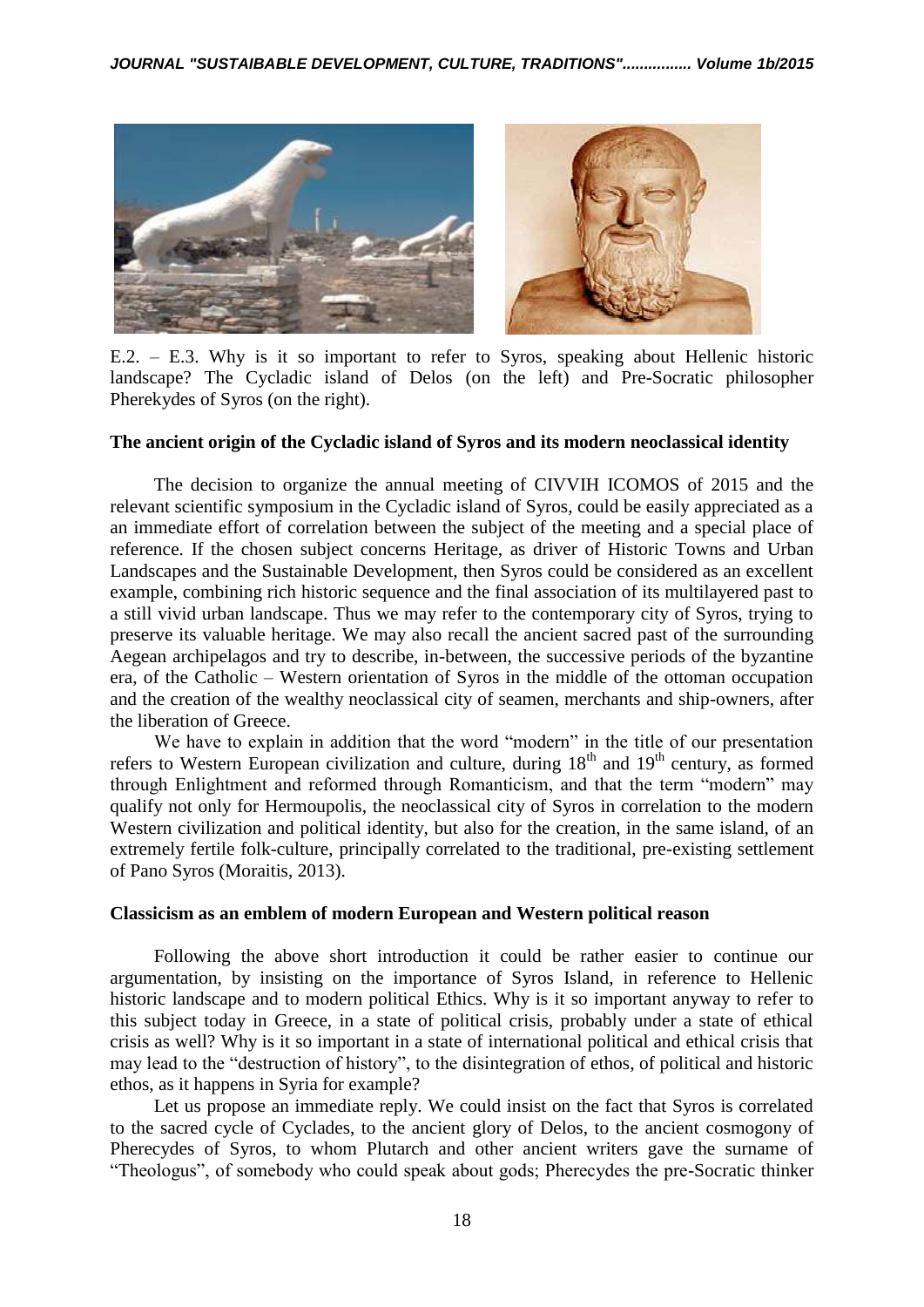E.2. – E.3. Why is it so important to refer to Syros, speaking about Hellenic historic landscape? The Cycladic island of Delos (on the left) and Pre-Socratic philosopher Pherekydes of Syros (on the right).

**The ancient origin of the Cycladic island of Syros and its modern neoclassical identity**

The decision to organize the annual meeting of CIVVIH ICOMOS of 2015 and the relevant scientific symposium in the Cycladic island of Syros, could be easily appreciated as a an immediate effort of correlation between the subject of the meeting and a special place of reference. If the chosen subject concerns Heritage, as driver of Historic Towns and Urban Landscapes and the Sustainable Development, then Syros could be considered as an excellent example, combining rich historic sequence and the final association of its multilayered past to a still vivid urban landscape. Thus we may refer to the contemporary city of Syros, trying to preserve its valuable heritage. We may also recall the ancient sacred past of the surrounding Aegean archipelagos and try to describe, in-between, the successive periods of the byzantine era, of the Catholic – Western orientation of Syros in the middle of the ottoman occupation and the creation of the wealthy neoclassical city of seamen, merchants and ship-owners, after the liberation of Greece.

We have to explain in addition that the word "modern" in the title of our presentation refers to Western European civilization and culture, during 18th and 19th century, as formed through Enlightment and reformed through Romanticism, and that the term "modern" may qualify not only for Hermoupolis, the neoclassical city of Syros in correlation to the modern Western civilization and political identity, but also for the creation, in the same island, of an extremely fertile folk-culture, principally correlated to the traditional, pre-existing settlement of Pano Syros (Moraitis, 2013).

**Classicism as an emblem of modern European and Western political reason**

Following the above short introduction it could be rather easier to continue our argumentation, by insisting on the importance of Syros Island, in reference to Hellenic historic landscape and to modern political Ethics. Why is it so important anyway to refer to this subject today in Greece, in a state of political crisis, probably under a state of ethical crisis as well? Why is it so important in a state of international political and ethical crisis that may lead to the "destruction of history", to the disintegration of ethos, of political and historic ethos, as it happens in Syria for example?

Let us propose an immediate reply. We could insist on the fact that Syros is correlated to the sacred cycle of Cyclades, to the ancient glory of Delos, to the ancient cosmogony of Pherecydes of Syros, to whom Plutarch and other ancient writers gave the surname of "Theologus", of somebody who could speak about gods; Pherecydes the pre-Socratic thinker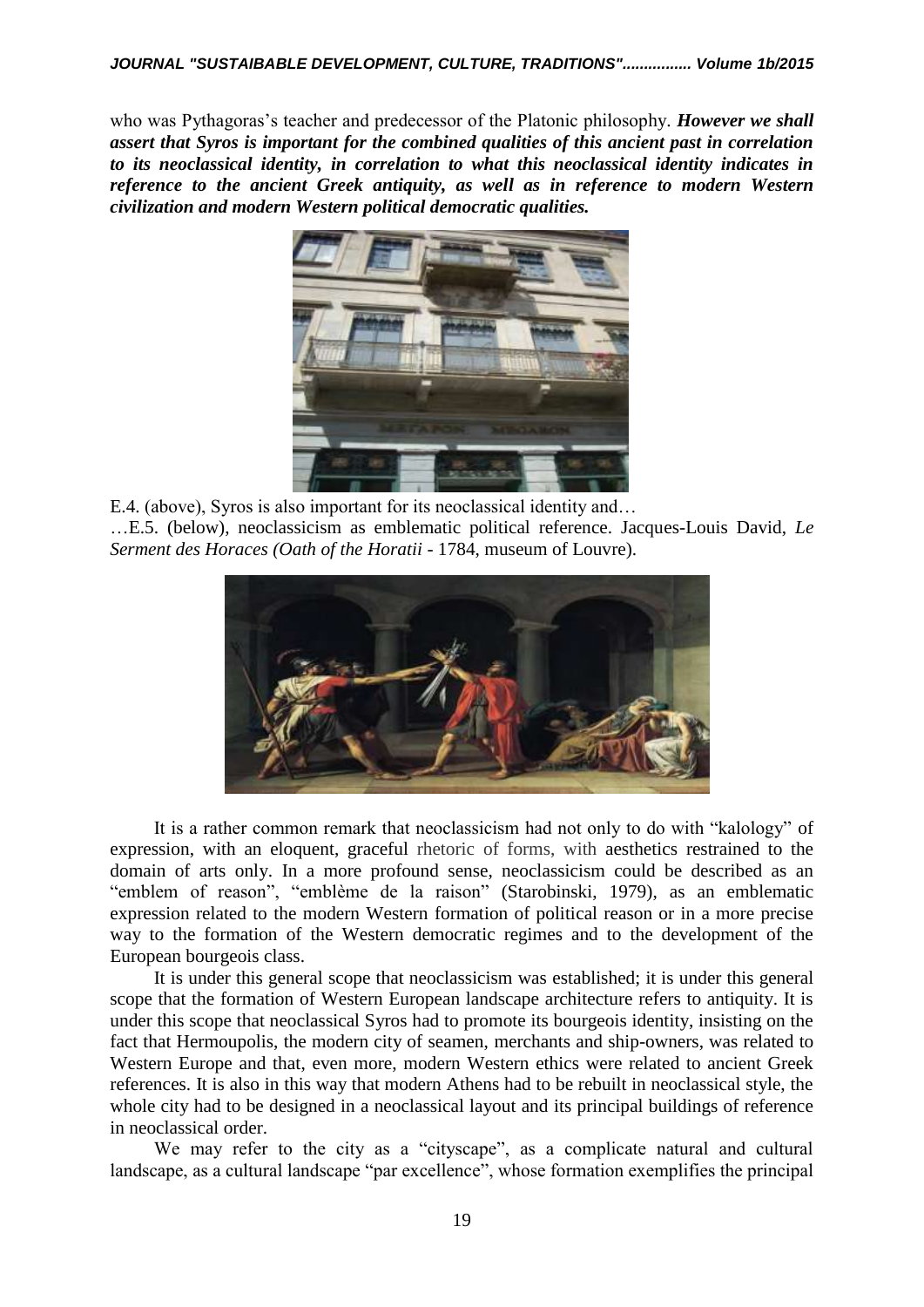who was Pythagoras's teacher and predecessor of the Platonic philosophy. ***However we shall assert that Syros is important for the combined qualities of this ancient past in correlation to its neoclassical identity, in correlation to what this neoclassical identity indicates in reference to the ancient Greek antiquity, as well as in reference to modern Western civilization and modern Western political democratic qualities.***

E.4. (above), Syros is also important for its neoclassical identity and…

…E.5. (below), neoclassicism as emblematic political reference. Jacques-Louis David, *Le Serment des Horaces (Oath of the Horatii* - 1784, museum of Louvre).

It is a rather common remark that neoclassicism had not only to do with "kalology" of expression, with an eloquent, graceful rhetoric of forms, with aesthetics restrained to the domain of arts only. In a more profound sense, neoclassicism could be described as an "emblem of reason", "emblème de la raison" (Starobinski, 1979), as an emblematic expression related to the modern Western formation of political reason or in a more precise way to the formation of the Western democratic regimes and to the development of the European bourgeois class.

It is under this general scope that neoclassicism was established; it is under this general scope that the formation of Western European landscape architecture refers to antiquity. It is under this scope that neoclassical Syros had to promote its bourgeois identity, insisting on the fact that Hermoupolis, the modern city of seamen, merchants and ship-owners, was related to Western Europe and that, even more, modern Western ethics were related to ancient Greek references. It is also in this way that modern Athens had to be rebuilt in neoclassical style, the whole city had to be designed in a neoclassical layout and its principal buildings of reference in neoclassical order.

We may refer to the city as a "cityscape", as a complicate natural and cultural landscape, as a cultural landscape "par excellence", whose formation exemplifies the principal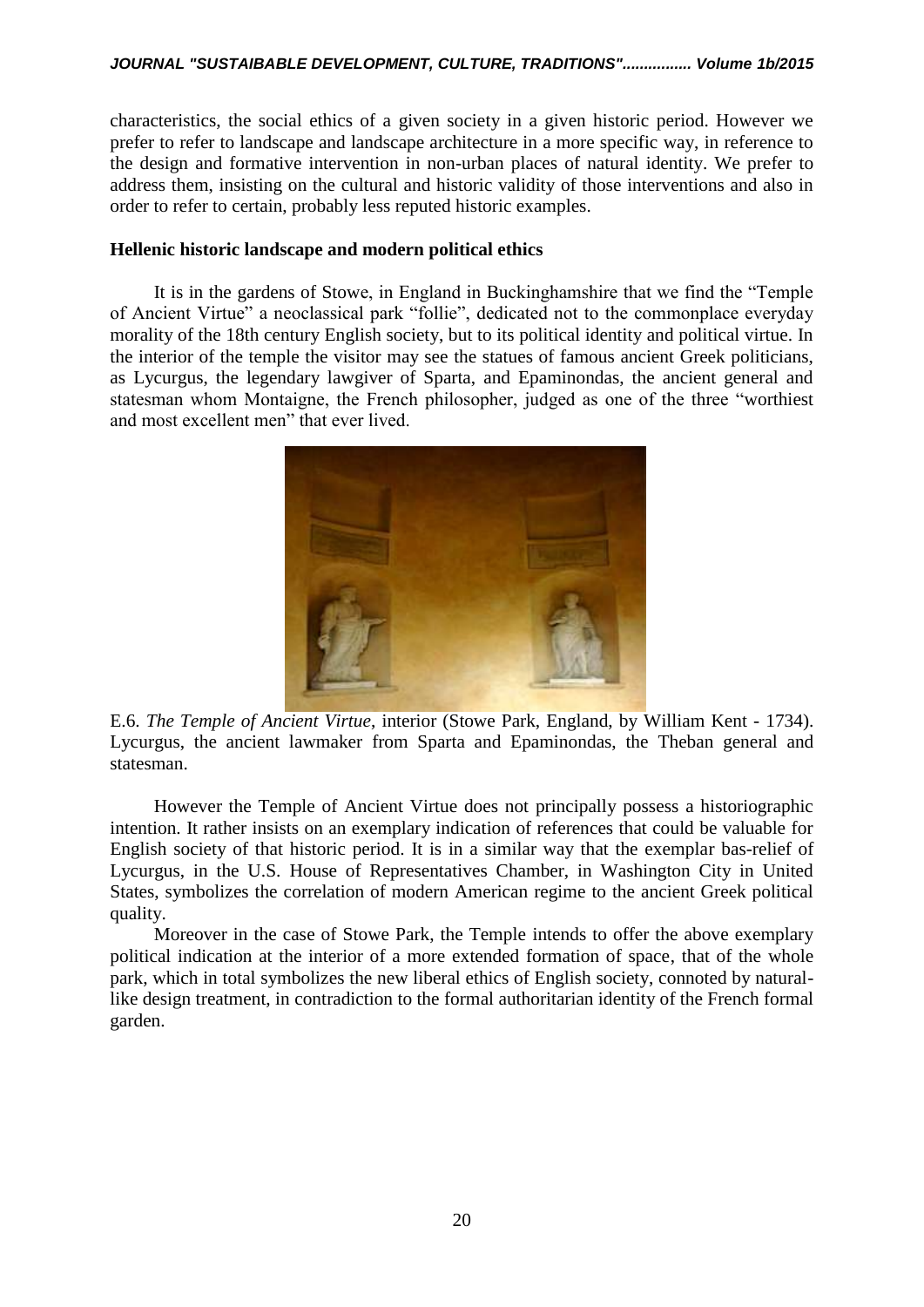characteristics, the social ethics of a given society in a given historic period. However we prefer to refer to landscape and landscape architecture in a more specific way, in reference to the design and formative intervention in non-urban places of natural identity. We prefer to address them, insisting on the cultural and historic validity of those interventions and also in order to refer to certain, probably less reputed historic examples.

**Hellenic historic landscape and modern political ethics**

It is in the gardens of Stowe, in England in Buckinghamshire that we find the "Temple of Ancient Virtue" a neoclassical park "follie", dedicated not to the commonplace everyday morality of the 18th century English society, but to its political identity and political virtue. In the interior of the temple the visitor may see the statues of famous ancient Greek politicians, as Lycurgus, the legendary lawgiver of Sparta, and Epaminondas, the ancient general and statesman whom Montaigne, the French philosopher, judged as one of the three "worthiest and most excellent men" that ever lived.

E.6. *The Temple of Ancient Virtue*, interior (Stowe Park, England, by William Kent - 1734). Lycurgus, the ancient lawmaker from Sparta and Epaminondas, the Theban general and statesman.

However the Temple of Ancient Virtue does not principally possess a historiographic intention. It rather insists on an exemplary indication of references that could be valuable for English society of that historic period. It is in a similar way that the exemplar bas-relief of Lycurgus, in the U.S. House of Representatives Chamber, in Washington City in United States, symbolizes the correlation of modern American regime to the ancient Greek political quality.

Moreover in the case of Stowe Park, the Temple intends to offer the above exemplary political indication at the interior of a more extended formation of space, that of the whole park, which in total symbolizes the new liberal ethics of English society, connoted by natural-like design treatment, in contradiction to the formal authoritarian identity of the French formal garden.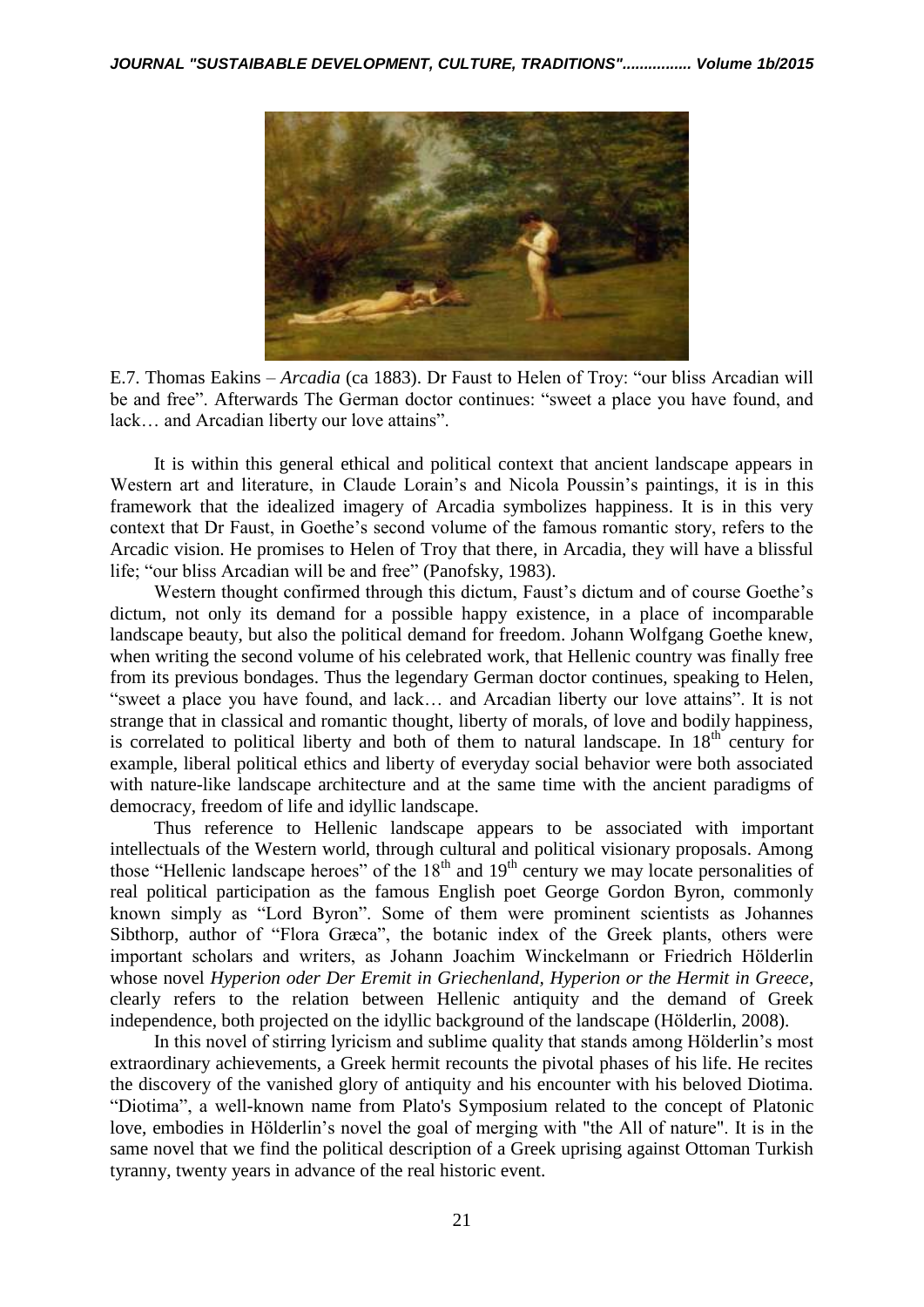E.7. Thomas Eakins – *Arcadia* (ca 1883). Dr Faust to Helen of Troy: "our bliss Arcadian will be and free". Afterwards The German doctor continues: "sweet a place you have found, and lack… and Arcadian liberty our love attains".

It is within this general ethical and political context that ancient landscape appears in Western art and literature, in Claude Lorain's and Nicola Poussin's paintings, it is in this framework that the idealized imagery of Arcadia symbolizes happiness. It is in this very context that Dr Faust, in Goethe's second volume of the famous romantic story, refers to the Arcadic vision. He promises to Helen of Troy that there, in Arcadia, they will have a blissful life; "our bliss Arcadian will be and free" (Panofsky, 1983).

Western thought confirmed through this dictum, Faust's dictum and of course Goethe's dictum, not only its demand for a possible happy existence, in a place of incomparable landscape beauty, but also the political demand for freedom. Johann Wolfgang Goethe knew, when writing the second volume of his celebrated work, that Hellenic country was finally free from its previous bondages. Thus the legendary German doctor continues, speaking to Helen, "sweet a place you have found, and lack… and Arcadian liberty our love attains". It is not strange that in classical and romantic thought, liberty of morals, of love and bodily happiness, is correlated to political liberty and both of them to natural landscape. In 18th century for example, liberal political ethics and liberty of everyday social behavior were both associated with nature-like landscape architecture and at the same time with the ancient paradigms of democracy, freedom of life and idyllic landscape.

Thus reference to Hellenic landscape appears to be associated with important intellectuals of the Western world, through cultural and political visionary proposals. Among those "Hellenic landscape heroes" of the 18th and 19th century we may locate personalities of real political participation as the famous English poet George Gordon Byron, commonly known simply as "Lord Byron". Some of them were prominent scientists as Johannes Sibthorp, author of "Flora Græca", the botanic index of the Greek plants, others were important scholars and writers, as Johann Joachim Winckelmann or Friedrich Hölderlin whose novel *Hyperion oder Der Eremit in Griechenland, Hyperion or the Hermit in Greece*, clearly refers to the relation between Hellenic antiquity and the demand of Greek independence, both projected on the idyllic background of the landscape (Hölderlin, 2008).

In this novel of stirring lyricism and sublime quality that stands among Hölderlin's most extraordinary achievements, a Greek hermit recounts the pivotal phases of his life. He recites the discovery of the vanished glory of antiquity and his encounter with his beloved Diotima. "Diotima", a well-known name from Plato's Symposium related to the concept of Platonic love, embodies in Hölderlin's novel the goal of merging with "the All of nature". It is in the same novel that we find the political description of a Greek uprising against Ottoman Turkish tyranny, twenty years in advance of the real historic event.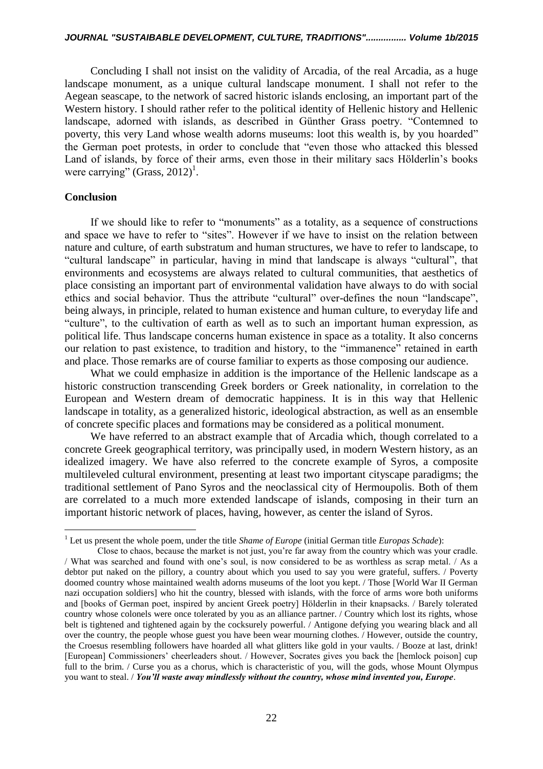Concluding I shall not insist on the validity of Arcadia, of the real Arcadia, as a huge landscape monument, as a unique cultural landscape monument. I shall not refer to the Aegean seascape, to the network of sacred historic islands enclosing, an important part of the Western history. I should rather refer to the political identity of Hellenic history and Hellenic landscape, adorned with islands, as described in Günther Grass poetry. "Contemned to poverty, this very Land whose wealth adorns museums: loot this wealth is, by you hoarded" the German poet protests, in order to conclude that "even those who attacked this blessed Land of islands, by force of their arms, even those in their military sacs Hölderlin's books were carrying" (Grass, 2012)[1].

## Conclusion

If we should like to refer to "monuments" as a totality, as a sequence of constructions and space we have to refer to "sites". However if we have to insist on the relation between nature and culture, of earth substratum and human structures, we have to refer to landscape, to "cultural landscape" in particular, having in mind that landscape is always "cultural", that environments and ecosystems are always related to cultural communities, that aesthetics of place consisting an important part of environmental validation have always to do with social ethics and social behavior. Thus the attribute "cultural" over-defines the noun "landscape", being always, in principle, related to human existence and human culture, to everyday life and "culture", to the cultivation of earth as well as to such an important human expression, as political life. Thus landscape concerns human existence in space as a totality. It also concerns our relation to past existence, to tradition and history, to the "immanence" retained in earth and place. Those remarks are of course familiar to experts as those composing our audience.

What we could emphasize in addition is the importance of the Hellenic landscape as a historic construction transcending Greek borders or Greek nationality, in correlation to the European and Western dream of democratic happiness. It is in this way that Hellenic landscape in totality, as a generalized historic, ideological abstraction, as well as an ensemble of concrete specific places and formations may be considered as a political monument.

We have referred to an abstract example that of Arcadia which, though correlated to a concrete Greek geographical territory, was principally used, in modern Western history, as an idealized imagery. We have also referred to the concrete example of Syros, a composite multileveled cultural environment, presenting at least two important cityscape paradigms; the traditional settlement of Pano Syros and the neoclassical city of Hermoupolis. Both of them are correlated to a much more extended landscape of islands, composing in their turn an important historic network of places, having, however, as center the island of Syros.

---

[1] Let us present the whole poem, under the title *Shame of Europe* (initial German title *Europas Schade*):

Close to chaos, because the market is not just, you're far away from the country which was your cradle. / What was searched and found with one's soul, is now considered to be as worthless as scrap metal. / As a debtor put naked on the pillory, a country about which you used to say you were grateful, suffers. / Poverty doomed country whose maintained wealth adorns museums of the loot you kept. / Those [World War II German nazi occupation soldiers] who hit the country, blessed with islands, with the force of arms wore both uniforms and [books of German poet, inspired by ancient Greek poetry] Hölderlin in their knapsacks. / Barely tolerated country whose colonels were once tolerated by you as an alliance partner. / Country which lost its rights, whose belt is tightened and tightened again by the cocksurely powerful. / Antigone defying you wearing black and all over the country, the people whose guest you have been wear mourning clothes. / However, outside the country, the Croesus resembling followers have hoarded all what glitters like gold in your vaults. / Booze at last, drink! [European] Commissioners' cheerleaders shout. / However, Socrates gives you back the [hemlock poison] cup full to the brim. / Curse you as a chorus, which is characteristic of you, will the gods, whose Mount Olympus you want to steal. / ***You'll waste away mindlessly without the country, whose mind invented you, Europe***.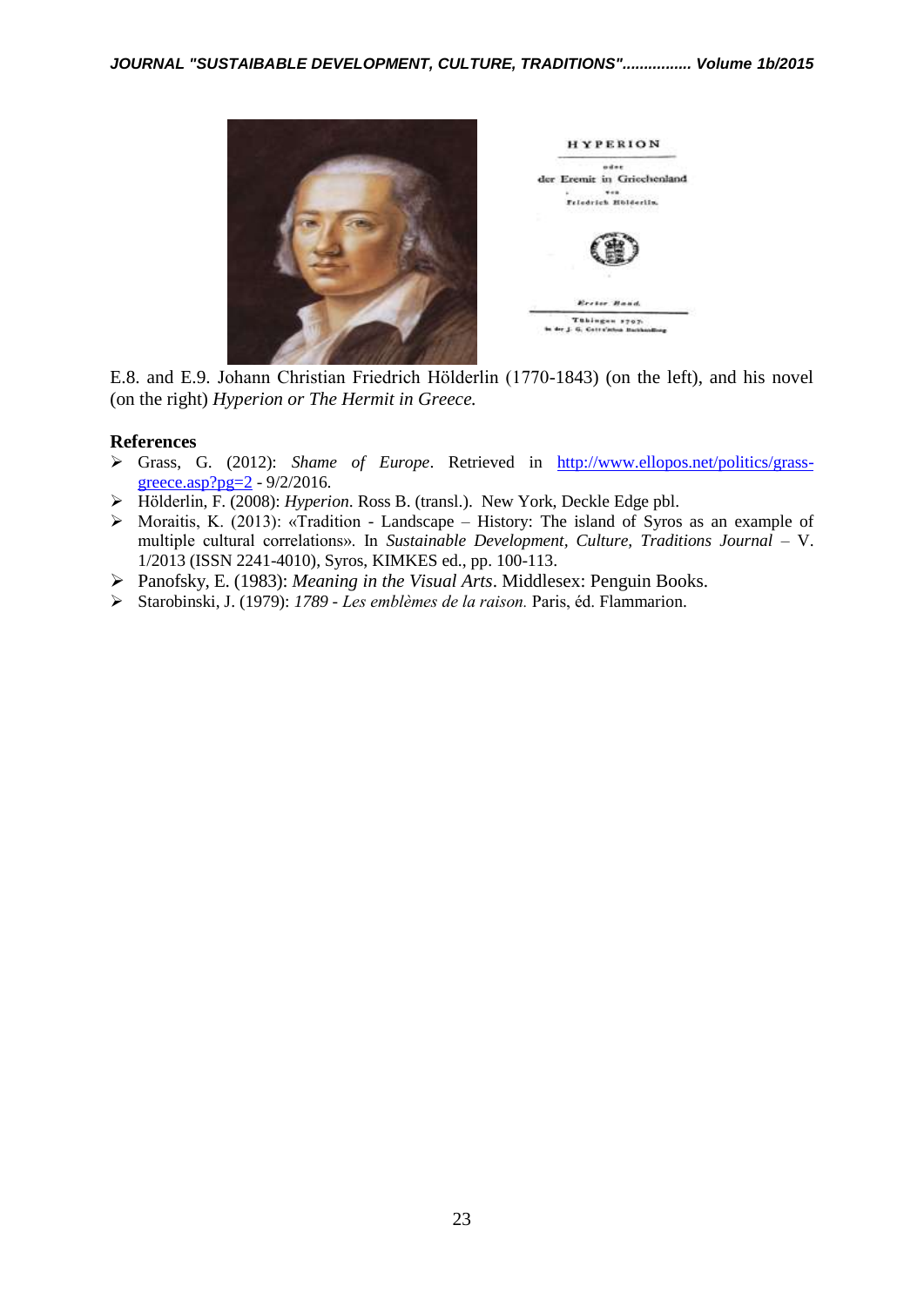E.8. and E.9. Johann Christian Friedrich Hölderlin (1770-1843) (on the left), and his novel (on the right) *Hyperion or The Hermit in Greece.*

## References

- Grass, G. (2012): *Shame of Europe*. Retrieved in http://www.ellopos.net/politics/grass-greece.asp?pg=2 - 9/2/2016.
- Hölderlin, F. (2008): *Hyperion*. Ross B. (transl.). New York, Deckle Edge pbl.
- Moraitis, K. (2013): «Tradition - Landscape – History: The island of Syros as an example of multiple cultural correlations». In *Sustainable Development, Culture, Traditions Journal* – V. 1/2013 (ISSN 2241-4010), Syros, KIMKES ed., pp. 100-113.
- Panofsky, E. (1983): *Meaning in the Visual Arts*. Middlesex: Penguin Books.
- Starobinski, J. (1979): *1789 - Les emblèmes de la raison.* Paris, éd. Flammarion.